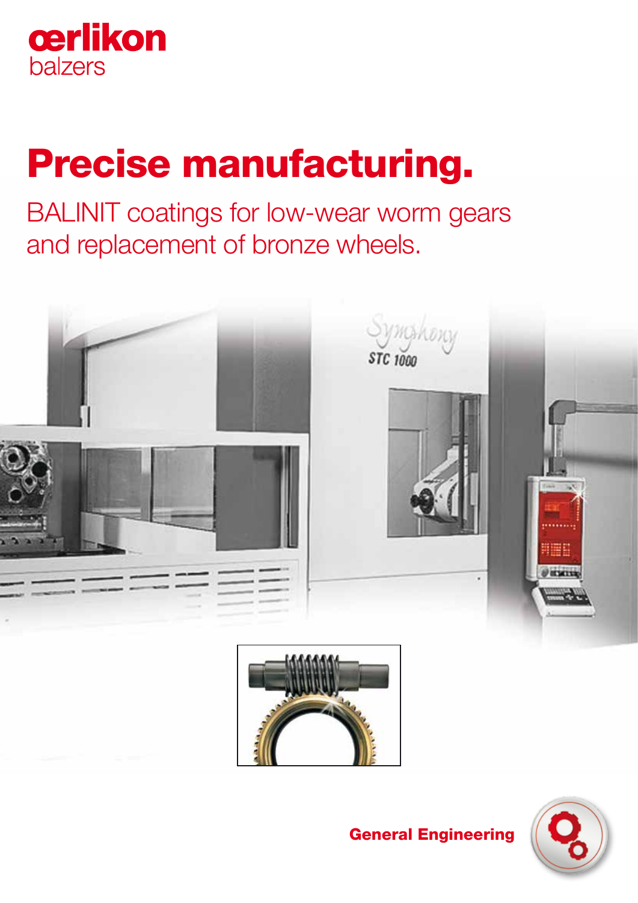oerlikon
balzers

# Precise manufacturing.

BALINIT coatings for low-wear worm gears and replacement of bronze wheels.

General Engineering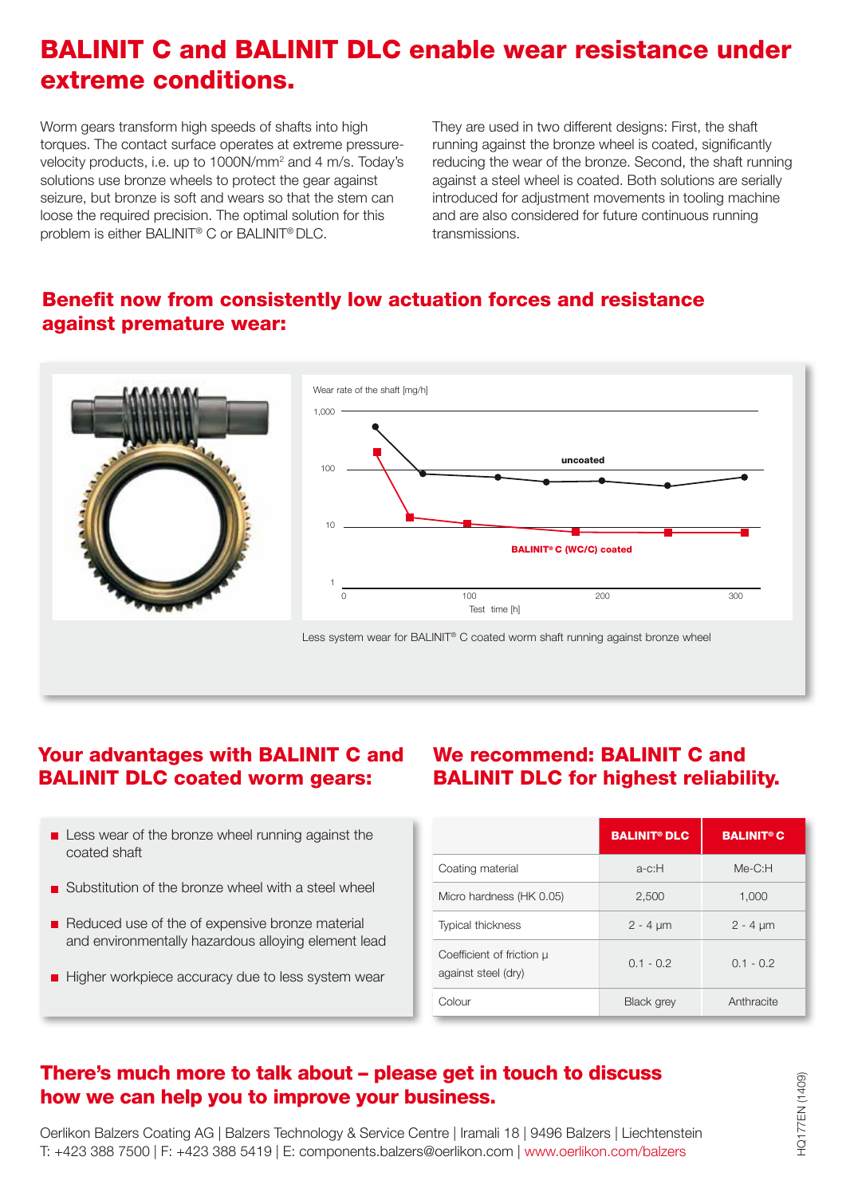# BALINIT C and BALINIT DLC enable wear resistance under extreme conditions.

Worm gears transform high speeds of shafts into high torques. The contact surface operates at extreme pressure-velocity products, i.e. up to 1000N/mm$^2$ and 4 m/s. Today's solutions use bronze wheels to protect the gear against seizure, but bronze is soft and wears so that the stem can loose the required precision. The optimal solution for this problem is either BALINIT® C or BALINIT® DLC.

They are used in two different designs: First, the shaft running against the bronze wheel is coated, significantly reducing the wear of the bronze. Second, the shaft running against a steel wheel is coated. Both solutions are serially introduced for adjustment movements in tooling machine and are also considered for future continuous running transmissions.

## Benefit now from consistently low actuation forces and resistance against premature wear:

Wear rate of the shaft [mg/h]

1,000

100

10

1

0

100

200

300

Test time [h]

uncoated

BALINIT® C (WC/C) coated

Less system wear for BALINIT® C coated worm shaft running against bronze wheel

## Your advantages with BALINIT C and BALINIT DLC coated worm gears:

- Less wear of the bronze wheel running against the coated shaft
- Substitution of the bronze wheel with a steel wheel
- Reduced use of the of expensive bronze material and environmentally hazardous alloying element lead
- Higher workpiece accuracy due to less system wear

## We recommend: BALINIT C and BALINIT DLC for highest reliability.

| | BALINIT® DLC | BALINIT® C |
|---|---|---|
| Coating material | a-c:H | Me-C:H |
| Micro hardness (HK 0.05) | 2,500 | 1,000 |
| Typical thickness | 2 - 4 µm | 2 - 4 µm |
| Coefficient of friction µ against steel (dry) | 0.1 - 0.2 | 0.1 - 0.2 |
| Colour | Black grey | Anthracite |

## There's much more to talk about – please get in touch to discuss how we can help you to improve your business.

Oerlikon Balzers Coating AG | Balzers Technology & Service Centre | Iramali 18 | 9496 Balzers | Liechtenstein
T: +423 388 7500 | F: +423 388 5419 | E: components.balzers@oerlikon.com | www.oerlikon.com/balzers

HQ177EN (1409)